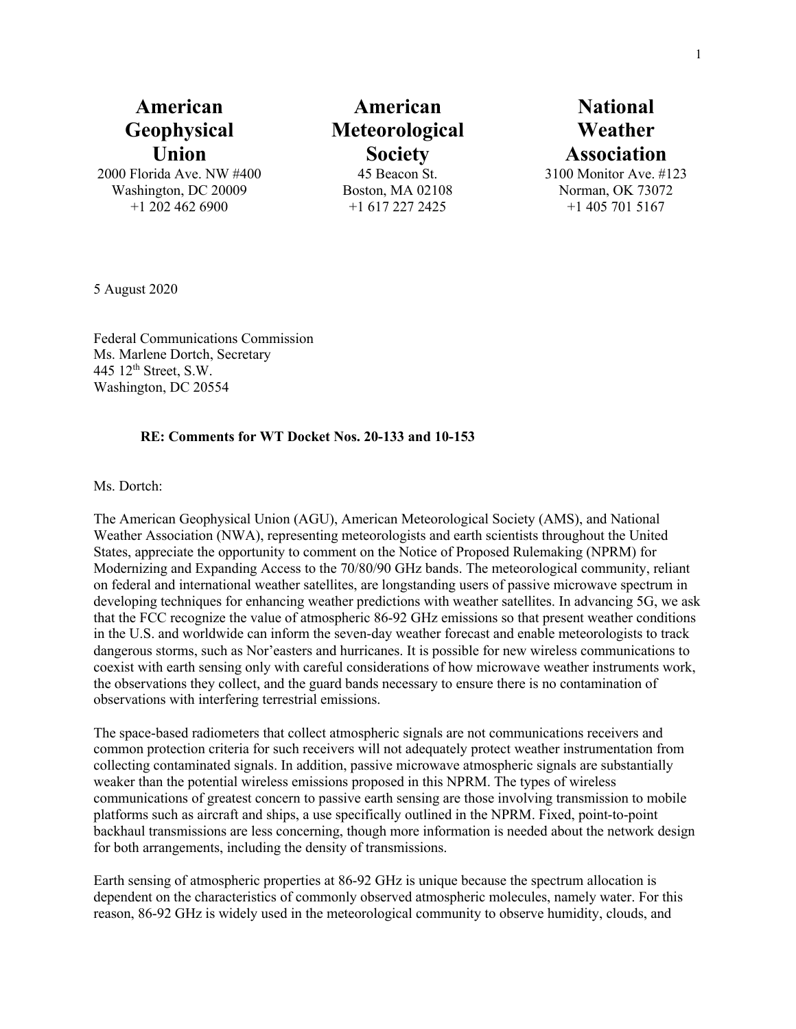| **American Geophysical Union** | **American Meteorological Society** | **National Weather Association** |
|---|---|---|
| 2000 Florida Ave. NW #400 | 45 Beacon St. | 3100 Monitor Ave. #123 |
| Washington, DC 20009 | Boston, MA 02108 | Norman, OK 73072 |
| +1 202 462 6900 | +1 617 227 2425 | +1 405 701 5167 |

5 August 2020

Federal Communications Commission
Ms. Marlene Dortch, Secretary
445 12th Street, S.W.
Washington, DC 20554

**RE: Comments for WT Docket Nos. 20-133 and 10-153**

Ms. Dortch:

The American Geophysical Union (AGU), American Meteorological Society (AMS), and National Weather Association (NWA), representing meteorologists and earth scientists throughout the United States, appreciate the opportunity to comment on the Notice of Proposed Rulemaking (NPRM) for Modernizing and Expanding Access to the 70/80/90 GHz bands. The meteorological community, reliant on federal and international weather satellites, are longstanding users of passive microwave spectrum in developing techniques for enhancing weather predictions with weather satellites. In advancing 5G, we ask that the FCC recognize the value of atmospheric 86-92 GHz emissions so that present weather conditions in the U.S. and worldwide can inform the seven-day weather forecast and enable meteorologists to track dangerous storms, such as Nor'easters and hurricanes. It is possible for new wireless communications to coexist with earth sensing only with careful considerations of how microwave weather instruments work, the observations they collect, and the guard bands necessary to ensure there is no contamination of observations with interfering terrestrial emissions.

The space-based radiometers that collect atmospheric signals are not communications receivers and common protection criteria for such receivers will not adequately protect weather instrumentation from collecting contaminated signals. In addition, passive microwave atmospheric signals are substantially weaker than the potential wireless emissions proposed in this NPRM. The types of wireless communications of greatest concern to passive earth sensing are those involving transmission to mobile platforms such as aircraft and ships, a use specifically outlined in the NPRM. Fixed, point-to-point backhaul transmissions are less concerning, though more information is needed about the network design for both arrangements, including the density of transmissions.

Earth sensing of atmospheric properties at 86-92 GHz is unique because the spectrum allocation is dependent on the characteristics of commonly observed atmospheric molecules, namely water. For this reason, 86-92 GHz is widely used in the meteorological community to observe humidity, clouds, and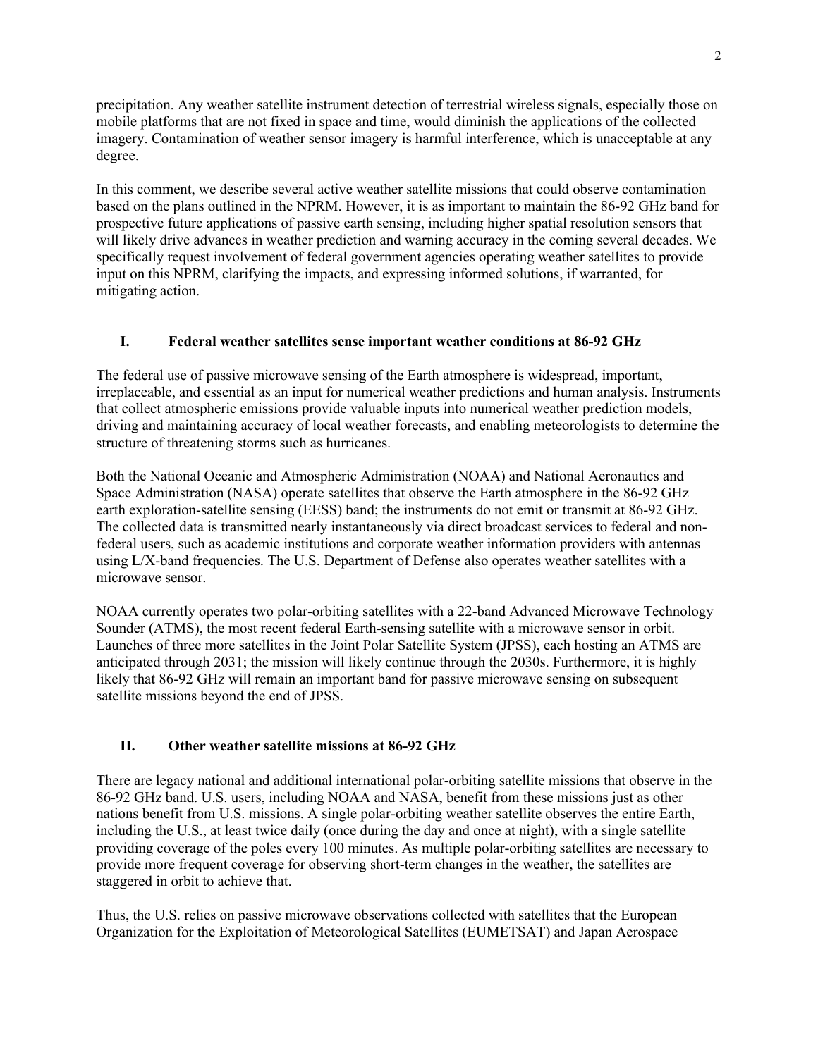precipitation. Any weather satellite instrument detection of terrestrial wireless signals, especially those on mobile platforms that are not fixed in space and time, would diminish the applications of the collected imagery. Contamination of weather sensor imagery is harmful interference, which is unacceptable at any degree.

In this comment, we describe several active weather satellite missions that could observe contamination based on the plans outlined in the NPRM. However, it is as important to maintain the 86-92 GHz band for prospective future applications of passive earth sensing, including higher spatial resolution sensors that will likely drive advances in weather prediction and warning accuracy in the coming several decades. We specifically request involvement of federal government agencies operating weather satellites to provide input on this NPRM, clarifying the impacts, and expressing informed solutions, if warranted, for mitigating action.

## I. Federal weather satellites sense important weather conditions at 86-92 GHz

The federal use of passive microwave sensing of the Earth atmosphere is widespread, important, irreplaceable, and essential as an input for numerical weather predictions and human analysis. Instruments that collect atmospheric emissions provide valuable inputs into numerical weather prediction models, driving and maintaining accuracy of local weather forecasts, and enabling meteorologists to determine the structure of threatening storms such as hurricanes.

Both the National Oceanic and Atmospheric Administration (NOAA) and National Aeronautics and Space Administration (NASA) operate satellites that observe the Earth atmosphere in the 86-92 GHz earth exploration-satellite sensing (EESS) band; the instruments do not emit or transmit at 86-92 GHz. The collected data is transmitted nearly instantaneously via direct broadcast services to federal and non-federal users, such as academic institutions and corporate weather information providers with antennas using L/X-band frequencies. The U.S. Department of Defense also operates weather satellites with a microwave sensor.

NOAA currently operates two polar-orbiting satellites with a 22-band Advanced Microwave Technology Sounder (ATMS), the most recent federal Earth-sensing satellite with a microwave sensor in orbit. Launches of three more satellites in the Joint Polar Satellite System (JPSS), each hosting an ATMS are anticipated through 2031; the mission will likely continue through the 2030s. Furthermore, it is highly likely that 86-92 GHz will remain an important band for passive microwave sensing on subsequent satellite missions beyond the end of JPSS.

## II. Other weather satellite missions at 86-92 GHz

There are legacy national and additional international polar-orbiting satellite missions that observe in the 86-92 GHz band. U.S. users, including NOAA and NASA, benefit from these missions just as other nations benefit from U.S. missions. A single polar-orbiting weather satellite observes the entire Earth, including the U.S., at least twice daily (once during the day and once at night), with a single satellite providing coverage of the poles every 100 minutes. As multiple polar-orbiting satellites are necessary to provide more frequent coverage for observing short-term changes in the weather, the satellites are staggered in orbit to achieve that.

Thus, the U.S. relies on passive microwave observations collected with satellites that the European Organization for the Exploitation of Meteorological Satellites (EUMETSAT) and Japan Aerospace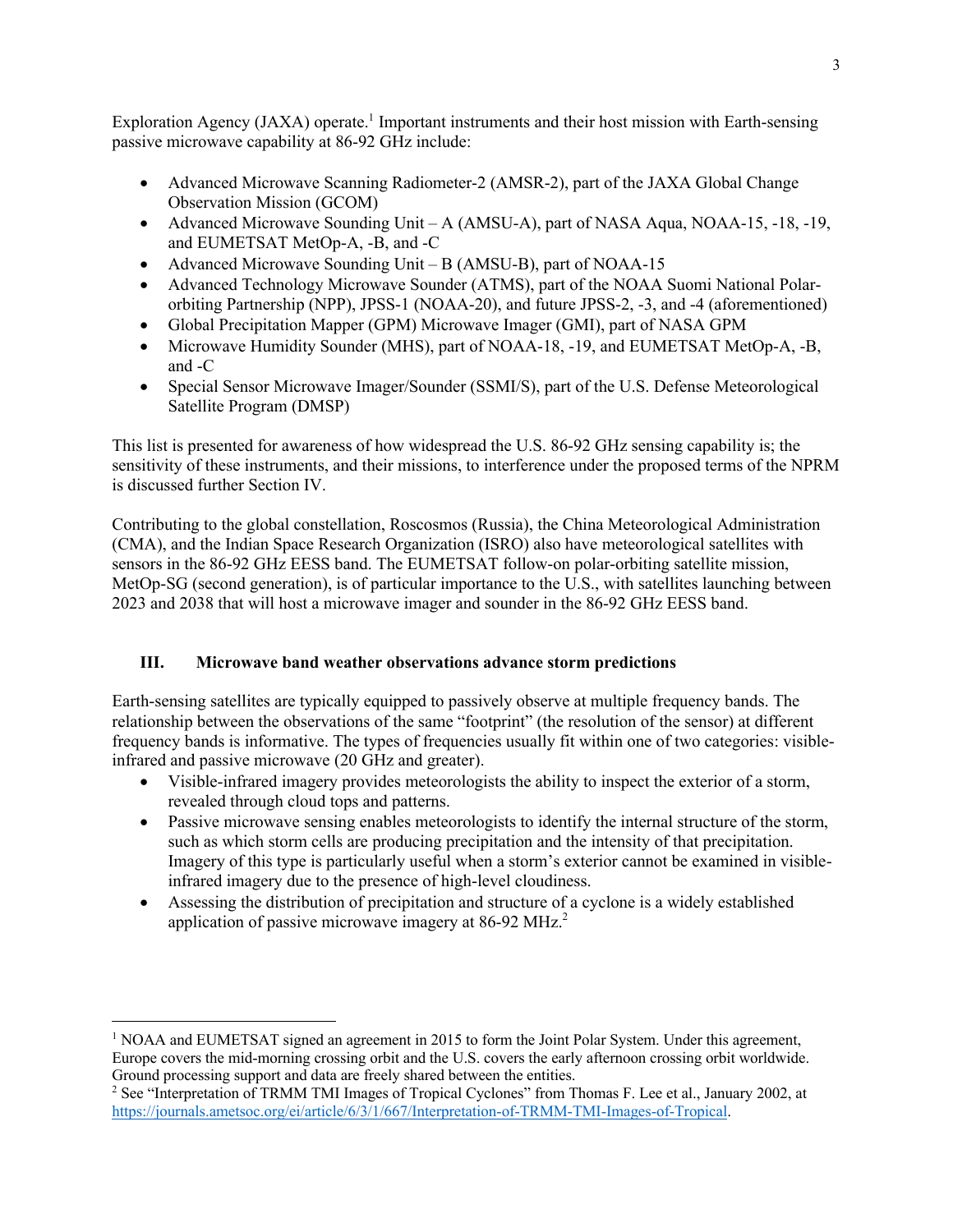Exploration Agency (JAXA) operate.[1] Important instruments and their host mission with Earth-sensing passive microwave capability at 86-92 GHz include:

- Advanced Microwave Scanning Radiometer-2 (AMSR-2), part of the JAXA Global Change Observation Mission (GCOM)
- Advanced Microwave Sounding Unit – A (AMSU-A), part of NASA Aqua, NOAA-15, -18, -19, and EUMETSAT MetOp-A, -B, and -C
- Advanced Microwave Sounding Unit – B (AMSU-B), part of NOAA-15
- Advanced Technology Microwave Sounder (ATMS), part of the NOAA Suomi National Polar-orbiting Partnership (NPP), JPSS-1 (NOAA-20), and future JPSS-2, -3, and -4 (aforementioned)
- Global Precipitation Mapper (GPM) Microwave Imager (GMI), part of NASA GPM
- Microwave Humidity Sounder (MHS), part of NOAA-18, -19, and EUMETSAT MetOp-A, -B, and -C
- Special Sensor Microwave Imager/Sounder (SSMI/S), part of the U.S. Defense Meteorological Satellite Program (DMSP)

This list is presented for awareness of how widespread the U.S. 86-92 GHz sensing capability is; the sensitivity of these instruments, and their missions, to interference under the proposed terms of the NPRM is discussed further Section IV.

Contributing to the global constellation, Roscosmos (Russia), the China Meteorological Administration (CMA), and the Indian Space Research Organization (ISRO) also have meteorological satellites with sensors in the 86-92 GHz EESS band. The EUMETSAT follow-on polar-orbiting satellite mission, MetOp-SG (second generation), is of particular importance to the U.S., with satellites launching between 2023 and 2038 that will host a microwave imager and sounder in the 86-92 GHz EESS band.

## III. Microwave band weather observations advance storm predictions

Earth-sensing satellites are typically equipped to passively observe at multiple frequency bands. The relationship between the observations of the same "footprint" (the resolution of the sensor) at different frequency bands is informative. The types of frequencies usually fit within one of two categories: visible-infrared and passive microwave (20 GHz and greater).

- Visible-infrared imagery provides meteorologists the ability to inspect the exterior of a storm, revealed through cloud tops and patterns.
- Passive microwave sensing enables meteorologists to identify the internal structure of the storm, such as which storm cells are producing precipitation and the intensity of that precipitation. Imagery of this type is particularly useful when a storm's exterior cannot be examined in visible-infrared imagery due to the presence of high-level cloudiness.
- Assessing the distribution of precipitation and structure of a cyclone is a widely established application of passive microwave imagery at 86-92 MHz.[2]

---

[1] NOAA and EUMETSAT signed an agreement in 2015 to form the Joint Polar System. Under this agreement, Europe covers the mid-morning crossing orbit and the U.S. covers the early afternoon crossing orbit worldwide. Ground processing support and data are freely shared between the entities.

[2] See "Interpretation of TRMM TMI Images of Tropical Cyclones" from Thomas F. Lee et al., January 2002, at https://journals.ametsoc.org/ei/article/6/3/1/667/Interpretation-of-TRMM-TMI-Images-of-Tropical.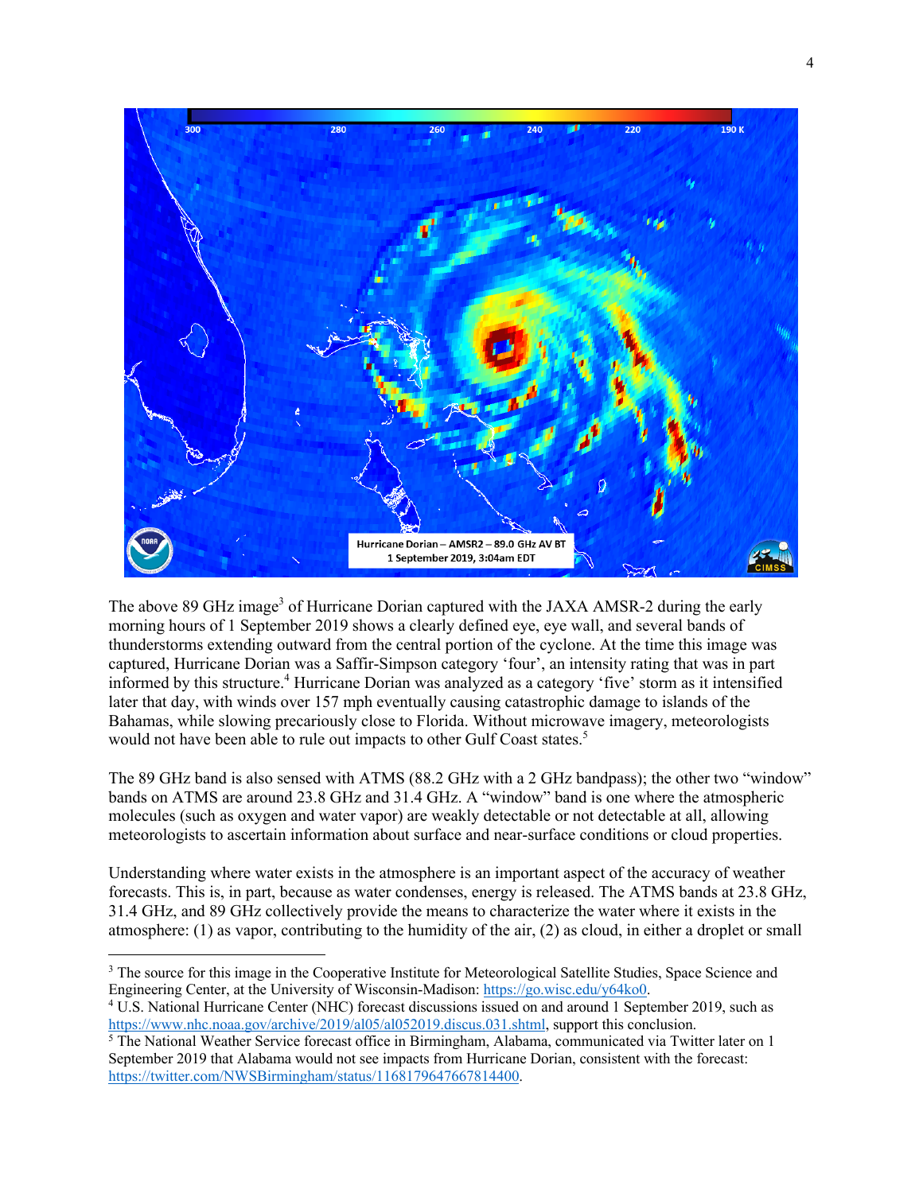The above 89 GHz image[3] of Hurricane Dorian captured with the JAXA AMSR-2 during the early morning hours of 1 September 2019 shows a clearly defined eye, eye wall, and several bands of thunderstorms extending outward from the central portion of the cyclone. At the time this image was captured, Hurricane Dorian was a Saffir-Simpson category 'four', an intensity rating that was in part informed by this structure.[4] Hurricane Dorian was analyzed as a category 'five' storm as it intensified later that day, with winds over 157 mph eventually causing catastrophic damage to islands of the Bahamas, while slowing precariously close to Florida. Without microwave imagery, meteorologists would not have been able to rule out impacts to other Gulf Coast states.[5]

The 89 GHz band is also sensed with ATMS (88.2 GHz with a 2 GHz bandpass); the other two "window" bands on ATMS are around 23.8 GHz and 31.4 GHz. A "window" band is one where the atmospheric molecules (such as oxygen and water vapor) are weakly detectable or not detectable at all, allowing meteorologists to ascertain information about surface and near-surface conditions or cloud properties.

Understanding where water exists in the atmosphere is an important aspect of the accuracy of weather forecasts. This is, in part, because as water condenses, energy is released. The ATMS bands at 23.8 GHz, 31.4 GHz, and 89 GHz collectively provide the means to characterize the water where it exists in the atmosphere: (1) as vapor, contributing to the humidity of the air, (2) as cloud, in either a droplet or small

---

[3] The source for this image in the Cooperative Institute for Meteorological Satellite Studies, Space Science and Engineering Center, at the University of Wisconsin-Madison: https://go.wisc.edu/y64ko0.

[4] U.S. National Hurricane Center (NHC) forecast discussions issued on and around 1 September 2019, such as https://www.nhc.noaa.gov/archive/2019/al05/al052019.discus.031.shtml, support this conclusion.

[5] The National Weather Service forecast office in Birmingham, Alabama, communicated via Twitter later on 1 September 2019 that Alabama would not see impacts from Hurricane Dorian, consistent with the forecast: https://twitter.com/NWSBirmingham/status/1168179647667814400.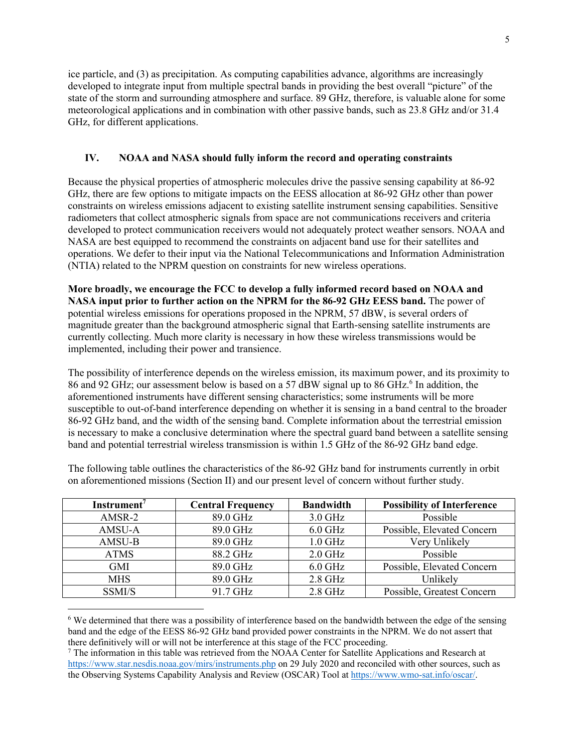ice particle, and (3) as precipitation. As computing capabilities advance, algorithms are increasingly developed to integrate input from multiple spectral bands in providing the best overall "picture" of the state of the storm and surrounding atmosphere and surface. 89 GHz, therefore, is valuable alone for some meteorological applications and in combination with other passive bands, such as 23.8 GHz and/or 31.4 GHz, for different applications.

## IV. NOAA and NASA should fully inform the record and operating constraints

Because the physical properties of atmospheric molecules drive the passive sensing capability at 86-92 GHz, there are few options to mitigate impacts on the EESS allocation at 86-92 GHz other than power constraints on wireless emissions adjacent to existing satellite instrument sensing capabilities. Sensitive radiometers that collect atmospheric signals from space are not communications receivers and criteria developed to protect communication receivers would not adequately protect weather sensors. NOAA and NASA are best equipped to recommend the constraints on adjacent band use for their satellites and operations. We defer to their input via the National Telecommunications and Information Administration (NTIA) related to the NPRM question on constraints for new wireless operations.

**More broadly, we encourage the FCC to develop a fully informed record based on NOAA and NASA input prior to further action on the NPRM for the 86-92 GHz EESS band.** The power of potential wireless emissions for operations proposed in the NPRM, 57 dBW, is several orders of magnitude greater than the background atmospheric signal that Earth-sensing satellite instruments are currently collecting. Much more clarity is necessary in how these wireless transmissions would be implemented, including their power and transience.

The possibility of interference depends on the wireless emission, its maximum power, and its proximity to 86 and 92 GHz; our assessment below is based on a 57 dBW signal up to 86 GHz.[6] In addition, the aforementioned instruments have different sensing characteristics; some instruments will be more susceptible to out-of-band interference depending on whether it is sensing in a band central to the broader 86-92 GHz band, and the width of the sensing band. Complete information about the terrestrial emission is necessary to make a conclusive determination where the spectral guard band between a satellite sensing band and potential terrestrial wireless transmission is within 1.5 GHz of the 86-92 GHz band edge.

The following table outlines the characteristics of the 86-92 GHz band for instruments currently in orbit on aforementioned missions (Section II) and our present level of concern without further study.

| Instrument[7] | Central Frequency | Bandwidth | Possibility of Interference |
|---|---|---|---|
| AMSR-2 | 89.0 GHz | 3.0 GHz | Possible |
| AMSU-A | 89.0 GHz | 6.0 GHz | Possible, Elevated Concern |
| AMSU-B | 89.0 GHz | 1.0 GHz | Very Unlikely |
| ATMS | 88.2 GHz | 2.0 GHz | Possible |
| GMI | 89.0 GHz | 6.0 GHz | Possible, Elevated Concern |
| MHS | 89.0 GHz | 2.8 GHz | Unlikely |
| SSMI/S | 91.7 GHz | 2.8 GHz | Possible, Greatest Concern |

[6] We determined that there was a possibility of interference based on the bandwidth between the edge of the sensing band and the edge of the EESS 86-92 GHz band provided power constraints in the NPRM. We do not assert that there definitively will or will not be interference at this stage of the FCC proceeding.

[7] The information in this table was retrieved from the NOAA Center for Satellite Applications and Research at https://www.star.nesdis.noaa.gov/mirs/instruments.php on 29 July 2020 and reconciled with other sources, such as the Observing Systems Capability Analysis and Review (OSCAR) Tool at https://www.wmo-sat.info/oscar/.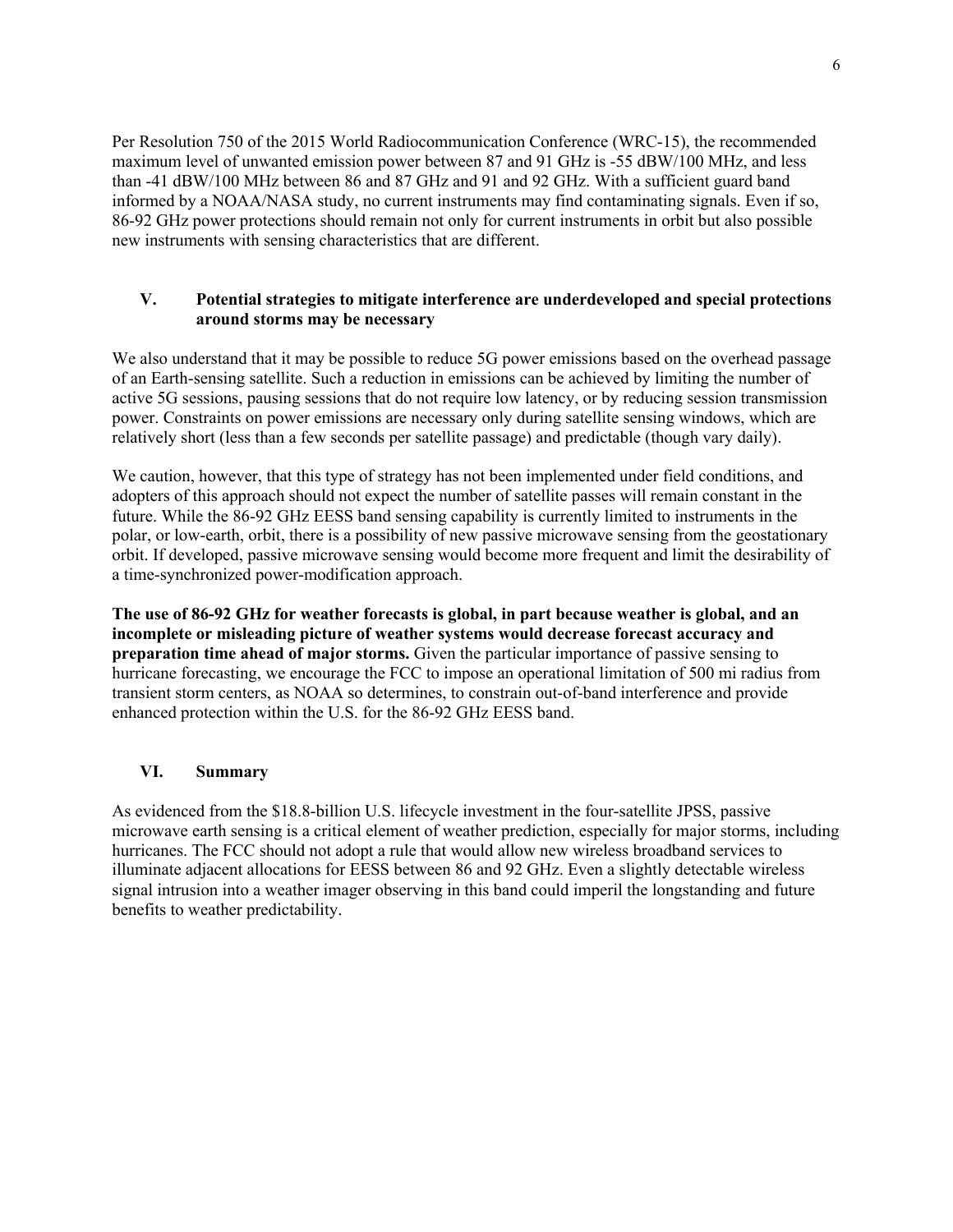Per Resolution 750 of the 2015 World Radiocommunication Conference (WRC-15), the recommended maximum level of unwanted emission power between 87 and 91 GHz is -55 dBW/100 MHz, and less than -41 dBW/100 MHz between 86 and 87 GHz and 91 and 92 GHz. With a sufficient guard band informed by a NOAA/NASA study, no current instruments may find contaminating signals. Even if so, 86-92 GHz power protections should remain not only for current instruments in orbit but also possible new instruments with sensing characteristics that are different.

## V. Potential strategies to mitigate interference are underdeveloped and special protections around storms may be necessary

We also understand that it may be possible to reduce 5G power emissions based on the overhead passage of an Earth-sensing satellite. Such a reduction in emissions can be achieved by limiting the number of active 5G sessions, pausing sessions that do not require low latency, or by reducing session transmission power. Constraints on power emissions are necessary only during satellite sensing windows, which are relatively short (less than a few seconds per satellite passage) and predictable (though vary daily).

We caution, however, that this type of strategy has not been implemented under field conditions, and adopters of this approach should not expect the number of satellite passes will remain constant in the future. While the 86-92 GHz EESS band sensing capability is currently limited to instruments in the polar, or low-earth, orbit, there is a possibility of new passive microwave sensing from the geostationary orbit. If developed, passive microwave sensing would become more frequent and limit the desirability of a time-synchronized power-modification approach.

**The use of 86-92 GHz for weather forecasts is global, in part because weather is global, and an incomplete or misleading picture of weather systems would decrease forecast accuracy and preparation time ahead of major storms.** Given the particular importance of passive sensing to hurricane forecasting, we encourage the FCC to impose an operational limitation of 500 mi radius from transient storm centers, as NOAA so determines, to constrain out-of-band interference and provide enhanced protection within the U.S. for the 86-92 GHz EESS band.

## VI. Summary

As evidenced from the $18.8-billion U.S. lifecycle investment in the four-satellite JPSS, passive microwave earth sensing is a critical element of weather prediction, especially for major storms, including hurricanes. The FCC should not adopt a rule that would allow new wireless broadband services to illuminate adjacent allocations for EESS between 86 and 92 GHz. Even a slightly detectable wireless signal intrusion into a weather imager observing in this band could imperil the longstanding and future benefits to weather predictability.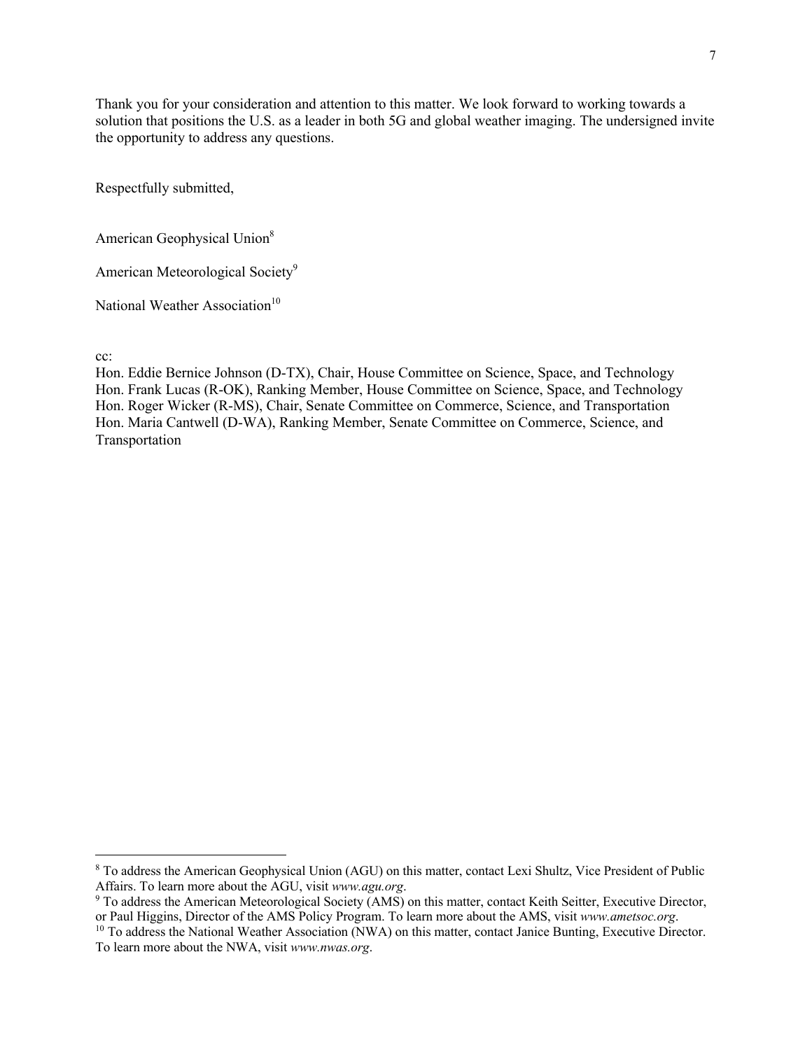Thank you for your consideration and attention to this matter. We look forward to working towards a solution that positions the U.S. as a leader in both 5G and global weather imaging. The undersigned invite the opportunity to address any questions.

Respectfully submitted,

American Geophysical Union[8]

American Meteorological Society[9]

National Weather Association[10]

cc:
Hon. Eddie Bernice Johnson (D-TX), Chair, House Committee on Science, Space, and Technology
Hon. Frank Lucas (R-OK), Ranking Member, House Committee on Science, Space, and Technology
Hon. Roger Wicker (R-MS), Chair, Senate Committee on Commerce, Science, and Transportation
Hon. Maria Cantwell (D-WA), Ranking Member, Senate Committee on Commerce, Science, and Transportation

---

[8] To address the American Geophysical Union (AGU) on this matter, contact Lexi Shultz, Vice President of Public Affairs. To learn more about the AGU, visit *www.agu.org*.

[9] To address the American Meteorological Society (AMS) on this matter, contact Keith Seitter, Executive Director, or Paul Higgins, Director of the AMS Policy Program. To learn more about the AMS, visit *www.ametsoc.org*.

[10] To address the National Weather Association (NWA) on this matter, contact Janice Bunting, Executive Director. To learn more about the NWA, visit *www.nwas.org*.